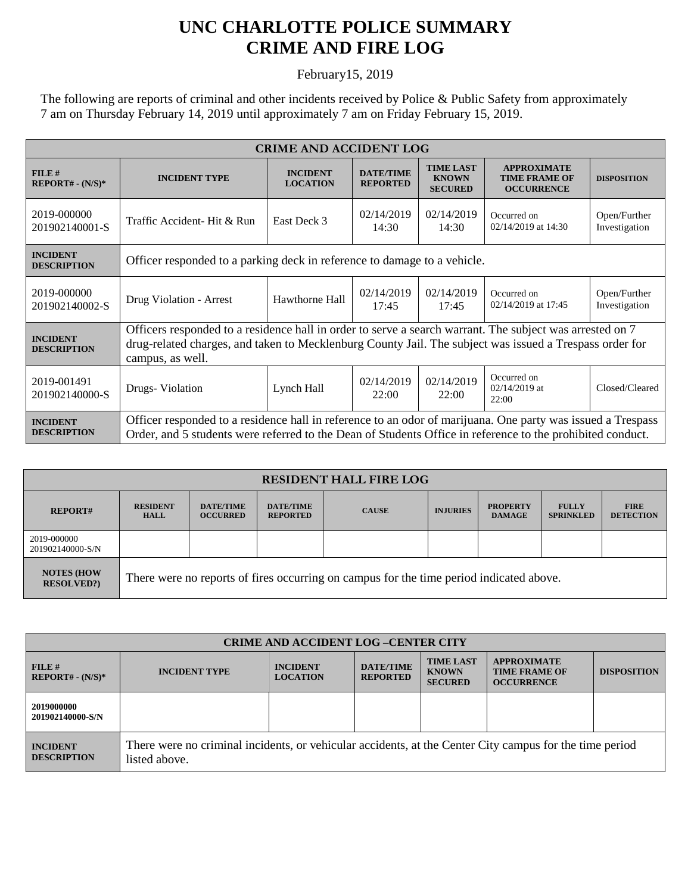# UNC CHARLOTTE POLICE SUMMARY
# CRIME AND FIRE LOG

February15, 2019

The following are reports of criminal and other incidents received by Police & Public Safety from approximately 7 am on Thursday February 14, 2019 until approximately 7 am on Friday February 15, 2019.

| CRIME AND ACCIDENT LOG | | | | | | |
|---|---|---|---|---|---|---|
| **FILE # REPORT# - (N/S)*** | **INCIDENT TYPE** | **INCIDENT LOCATION** | **DATE/TIME REPORTED** | **TIME LAST KNOWN SECURED** | **APPROXIMATE TIME FRAME OF OCCURRENCE** | **DISPOSITION** |
| 2019-000000 201902140001-S | Traffic Accident- Hit & Run | East Deck 3 | 02/14/2019 14:30 | 02/14/2019 14:30 | Occurred on 02/14/2019 at 14:30 | Open/Further Investigation |
| **INCIDENT DESCRIPTION** | Officer responded to a parking deck in reference to damage to a vehicle. | | | | | |
| 2019-000000 201902140002-S | Drug Violation - Arrest | Hawthorne Hall | 02/14/2019 17:45 | 02/14/2019 17:45 | Occurred on 02/14/2019 at 17:45 | Open/Further Investigation |
| **INCIDENT DESCRIPTION** | Officers responded to a residence hall in order to serve a search warrant. The subject was arrested on 7 drug-related charges, and taken to Mecklenburg County Jail. The subject was issued a Trespass order for campus, as well. | | | | | |
| 2019-001491 201902140000-S | Drugs- Violation | Lynch Hall | 02/14/2019 22:00 | 02/14/2019 22:00 | Occurred on 02/14/2019 at 22:00 | Closed/Cleared |
| **INCIDENT DESCRIPTION** | Officer responded to a residence hall in reference to an odor of marijuana. One party was issued a Trespass Order, and 5 students were referred to the Dean of Students Office in reference to the prohibited conduct. | | | | | |

| RESIDENT HALL FIRE LOG | | | | | | | | |
|---|---|---|---|---|---|---|---|---|
| **REPORT#** | **RESIDENT HALL** | **DATE/TIME OCCURRED** | **DATE/TIME REPORTED** | **CAUSE** | **INJURIES** | **PROPERTY DAMAGE** | **FULLY SPRINKLED** | **FIRE DETECTION** |
| 2019-000000 201902140000-S/N | | | | | | | | |
| **NOTES (HOW RESOLVED?)** | There were no reports of fires occurring on campus for the time period indicated above. | | | | | | | |

| CRIME AND ACCIDENT LOG –CENTER CITY | | | | | | |
|---|---|---|---|---|---|---|
| **FILE # REPORT# - (N/S)*** | **INCIDENT TYPE** | **INCIDENT LOCATION** | **DATE/TIME REPORTED** | **TIME LAST KNOWN SECURED** | **APPROXIMATE TIME FRAME OF OCCURRENCE** | **DISPOSITION** |
| **2019000000 201902140000-S/N** | | | | | | |
| **INCIDENT DESCRIPTION** | There were no criminal incidents, or vehicular accidents, at the Center City campus for the time period listed above. | | | | | |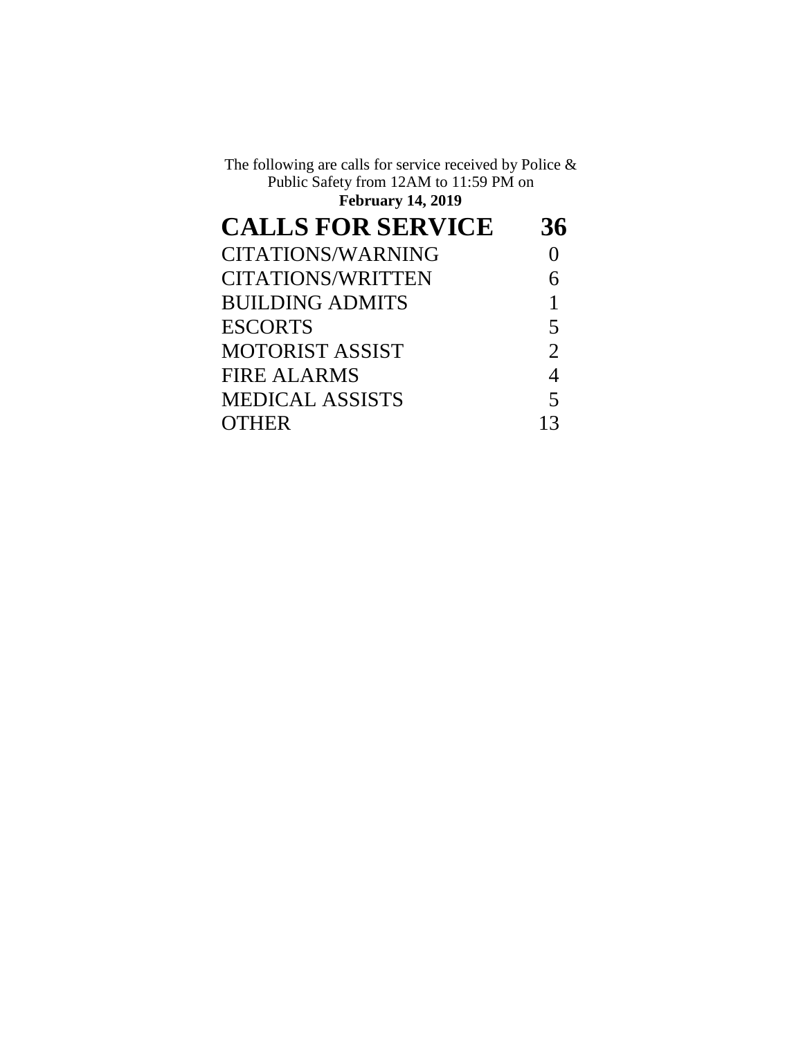The following are calls for service received by Police & Public Safety from 12AM to 11:59 PM on

**February 14, 2019**

| | |
|---|---|
| **CALLS FOR SERVICE** | **36** |
| CITATIONS/WARNING | 0 |
| CITATIONS/WRITTEN | 6 |
| BUILDING ADMITS | 1 |
| ESCORTS | 5 |
| MOTORIST ASSIST | 2 |
| FIRE ALARMS | 4 |
| MEDICAL ASSISTS | 5 |
| OTHER | 13 |